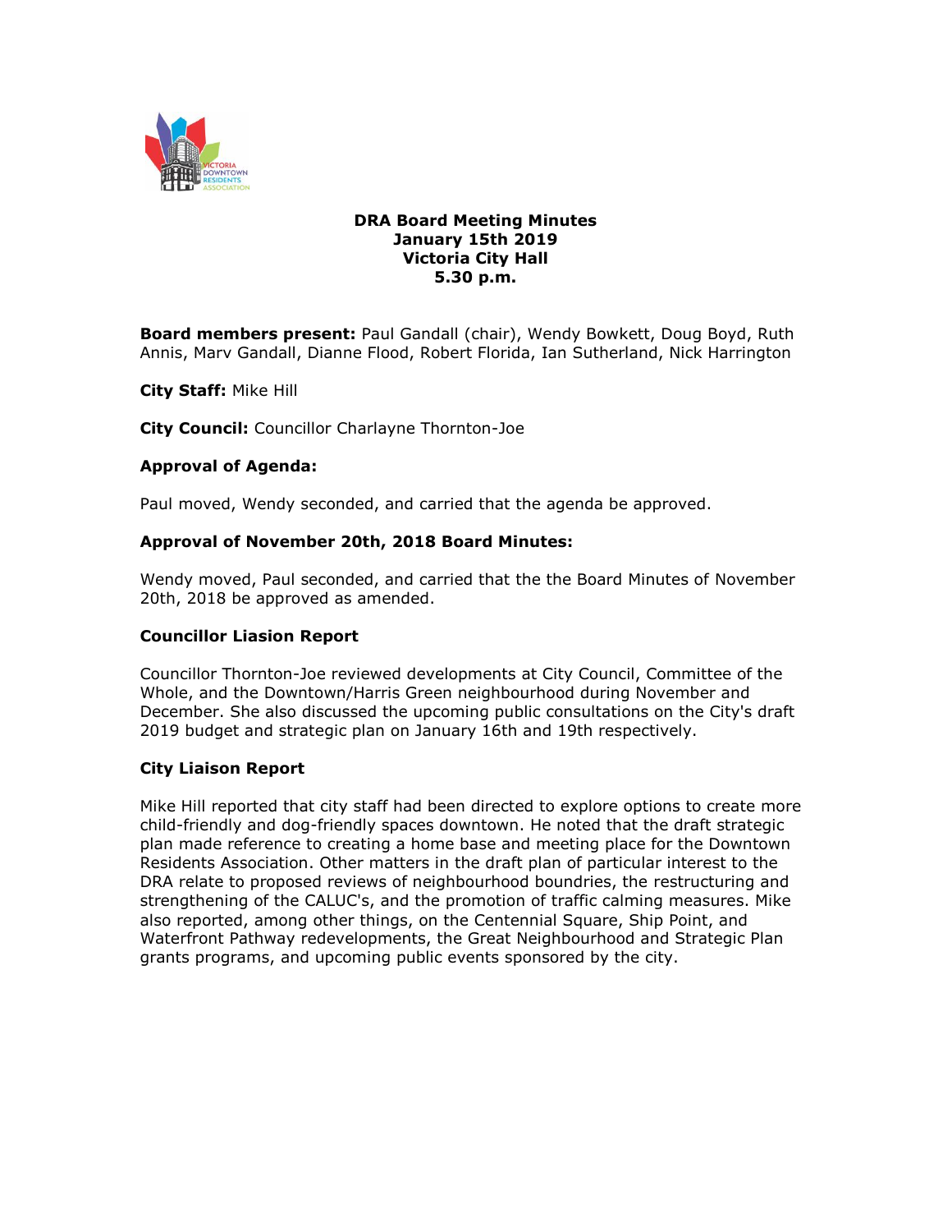# DRA Board Meeting Minutes
## January 15th 2019
## Victoria City Hall
## 5.30 p.m.

**Board members present:** Paul Gandall (chair), Wendy Bowkett, Doug Boyd, Ruth Annis, Marv Gandall, Dianne Flood, Robert Florida, Ian Sutherland, Nick Harrington

**City Staff:** Mike Hill

**City Council:** Councillor Charlayne Thornton-Joe

### Approval of Agenda:

Paul moved, Wendy seconded, and carried that the agenda be approved.

### Approval of November 20th, 2018 Board Minutes:

Wendy moved, Paul seconded, and carried that the the Board Minutes of November 20th, 2018 be approved as amended.

### Councillor Liasion Report

Councillor Thornton-Joe reviewed developments at City Council, Committee of the Whole, and the Downtown/Harris Green neighbourhood during November and December. She also discussed the upcoming public consultations on the City's draft 2019 budget and strategic plan on January 16th and 19th respectively.

### City Liaison Report

Mike Hill reported that city staff had been directed to explore options to create more child-friendly and dog-friendly spaces downtown. He noted that the draft strategic plan made reference to creating a home base and meeting place for the Downtown Residents Association. Other matters in the draft plan of particular interest to the DRA relate to proposed reviews of neighbourhood boundries, the restructuring and strengthening of the CALUC's, and the promotion of traffic calming measures. Mike also reported, among other things, on the Centennial Square, Ship Point, and Waterfront Pathway redevelopments, the Great Neighbourhood and Strategic Plan grants programs, and upcoming public events sponsored by the city.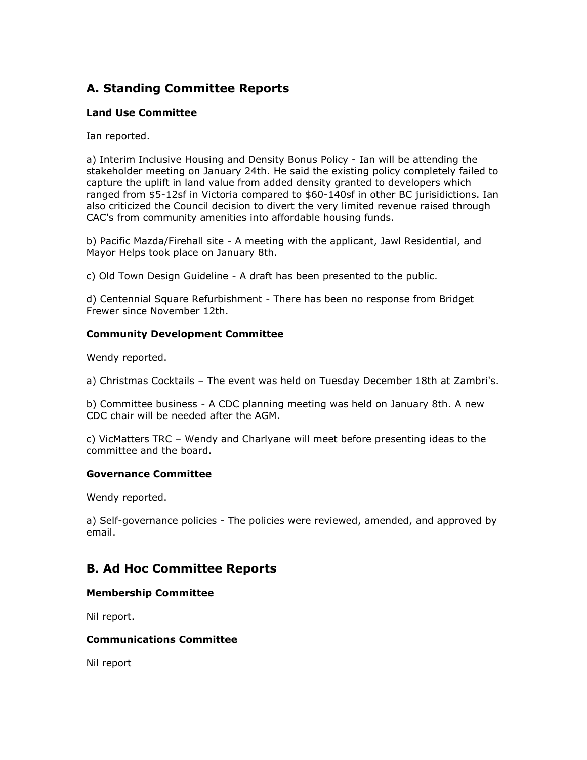## A. Standing Committee Reports

### Land Use Committee

Ian reported.

a) Interim Inclusive Housing and Density Bonus Policy - Ian will be attending the stakeholder meeting on January 24th. He said the existing policy completely failed to capture the uplift in land value from added density granted to developers which ranged from $5-12sf in Victoria compared to $60-140sf in other BC jurisidictions. Ian also criticized the Council decision to divert the very limited revenue raised through CAC's from community amenities into affordable housing funds.

b) Pacific Mazda/Firehall site - A meeting with the applicant, Jawl Residential, and Mayor Helps took place on January 8th.

c) Old Town Design Guideline - A draft has been presented to the public.

d) Centennial Square Refurbishment - There has been no response from Bridget Frewer since November 12th.

### Community Development Committee

Wendy reported.

a) Christmas Cocktails – The event was held on Tuesday December 18th at Zambri's.

b) Committee business - A CDC planning meeting was held on January 8th. A new CDC chair will be needed after the AGM.

c) VicMatters TRC – Wendy and Charlyane will meet before presenting ideas to the committee and the board.

### Governance Committee

Wendy reported.

a) Self-governance policies - The policies were reviewed, amended, and approved by email.

## B. Ad Hoc Committee Reports

### Membership Committee

Nil report.

### Communications Committee

Nil report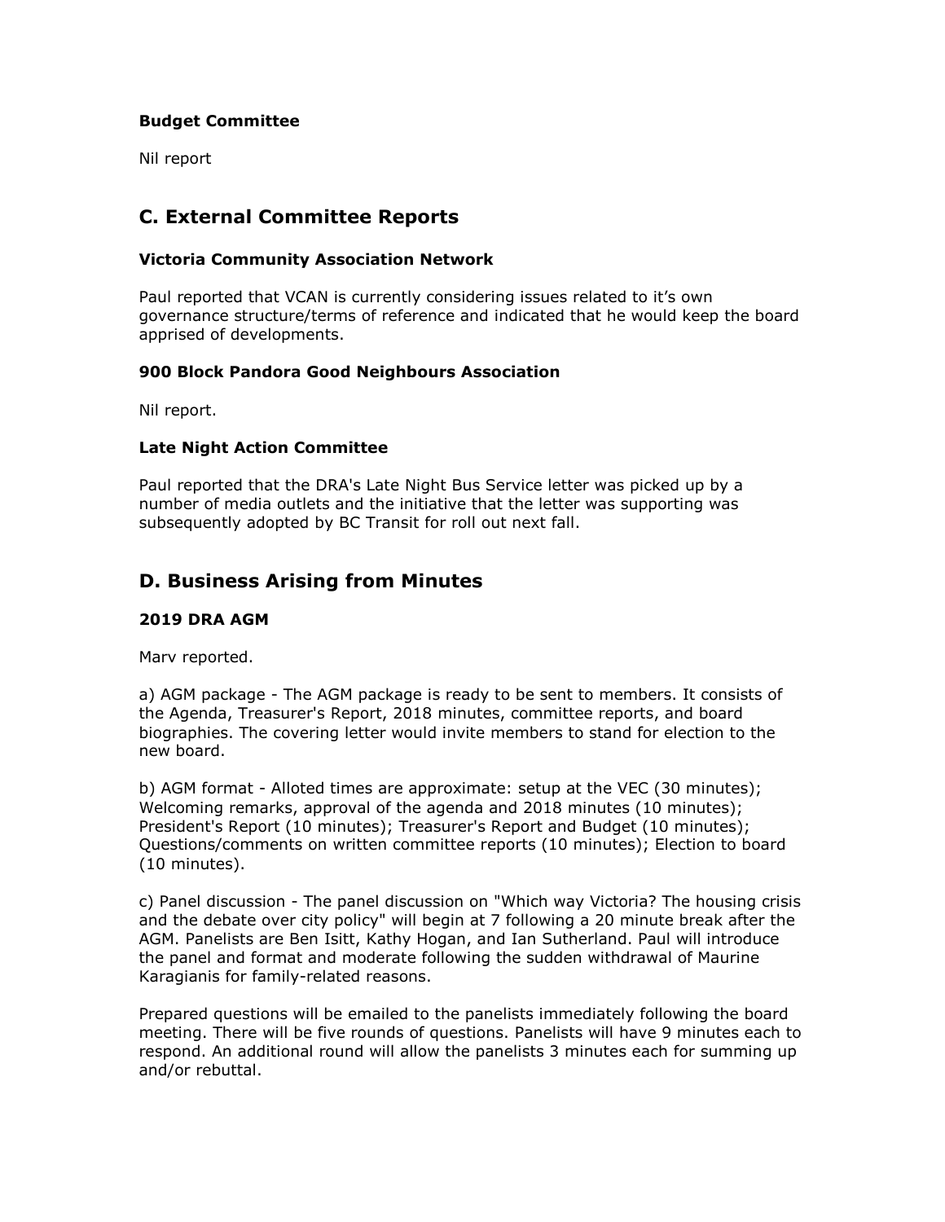### Budget Committee

Nil report

## C. External Committee Reports

### Victoria Community Association Network

Paul reported that VCAN is currently considering issues related to it's own governance structure/terms of reference and indicated that he would keep the board apprised of developments.

### 900 Block Pandora Good Neighbours Association

Nil report.

### Late Night Action Committee

Paul reported that the DRA's Late Night Bus Service letter was picked up by a number of media outlets and the initiative that the letter was supporting was subsequently adopted by BC Transit for roll out next fall.

## D. Business Arising from Minutes

### 2019 DRA AGM

Marv reported.

a) AGM package - The AGM package is ready to be sent to members. It consists of the Agenda, Treasurer's Report, 2018 minutes, committee reports, and board biographies. The covering letter would invite members to stand for election to the new board.

b) AGM format - Alloted times are approximate: setup at the VEC (30 minutes); Welcoming remarks, approval of the agenda and 2018 minutes (10 minutes); President's Report (10 minutes); Treasurer's Report and Budget (10 minutes); Questions/comments on written committee reports (10 minutes); Election to board (10 minutes).

c) Panel discussion - The panel discussion on "Which way Victoria? The housing crisis and the debate over city policy" will begin at 7 following a 20 minute break after the AGM. Panelists are Ben Isitt, Kathy Hogan, and Ian Sutherland. Paul will introduce the panel and format and moderate following the sudden withdrawal of Maurine Karagianis for family-related reasons.

Prepared questions will be emailed to the panelists immediately following the board meeting. There will be five rounds of questions. Panelists will have 9 minutes each to respond. An additional round will allow the panelists 3 minutes each for summing up and/or rebuttal.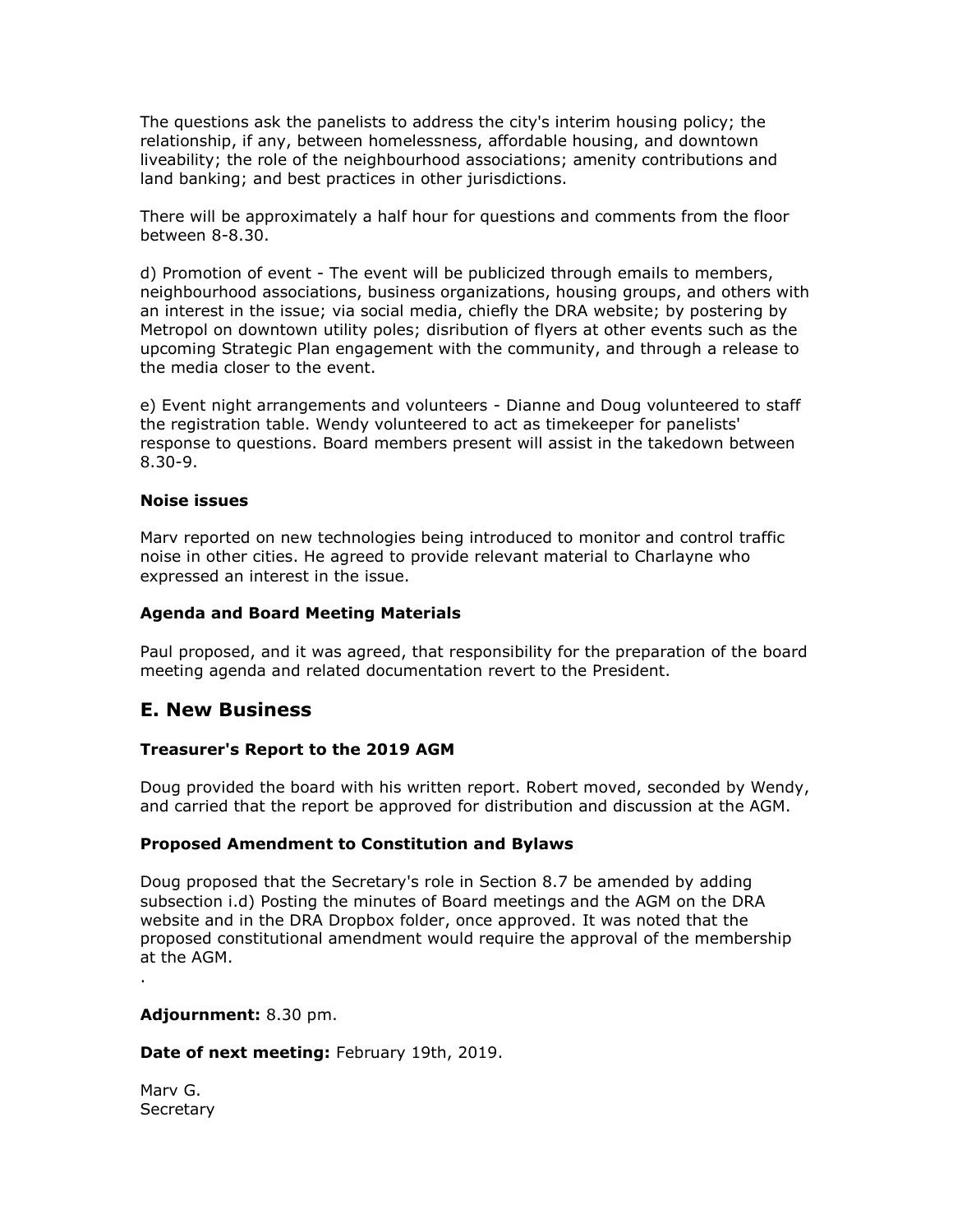The questions ask the panelists to address the city's interim housing policy; the relationship, if any, between homelessness, affordable housing, and downtown liveability; the role of the neighbourhood associations; amenity contributions and land banking; and best practices in other jurisdictions.

There will be approximately a half hour for questions and comments from the floor between 8-8.30.

d) Promotion of event - The event will be publicized through emails to members, neighbourhood associations, business organizations, housing groups, and others with an interest in the issue; via social media, chiefly the DRA website; by postering by Metropol on downtown utility poles; disribution of flyers at other events such as the upcoming Strategic Plan engagement with the community, and through a release to the media closer to the event.

e) Event night arrangements and volunteers - Dianne and Doug volunteered to staff the registration table. Wendy volunteered to act as timekeeper for panelists' response to questions. Board members present will assist in the takedown between 8.30-9.

#### Noise issues

Marv reported on new technologies being introduced to monitor and control traffic noise in other cities. He agreed to provide relevant material to Charlayne who expressed an interest in the issue.

#### Agenda and Board Meeting Materials

Paul proposed, and it was agreed, that responsibility for the preparation of the board meeting agenda and related documentation revert to the President.

## E. New Business

#### Treasurer's Report to the 2019 AGM

Doug provided the board with his written report. Robert moved, seconded by Wendy, and carried that the report be approved for distribution and discussion at the AGM.

#### Proposed Amendment to Constitution and Bylaws

Doug proposed that the Secretary's role in Section 8.7 be amended by adding subsection i.d) Posting the minutes of Board meetings and the AGM on the DRA website and in the DRA Dropbox folder, once approved. It was noted that the proposed constitutional amendment would require the approval of the membership at the AGM.

.

**Adjournment:** 8.30 pm.

**Date of next meeting:** February 19th, 2019.

Marv G.
Secretary